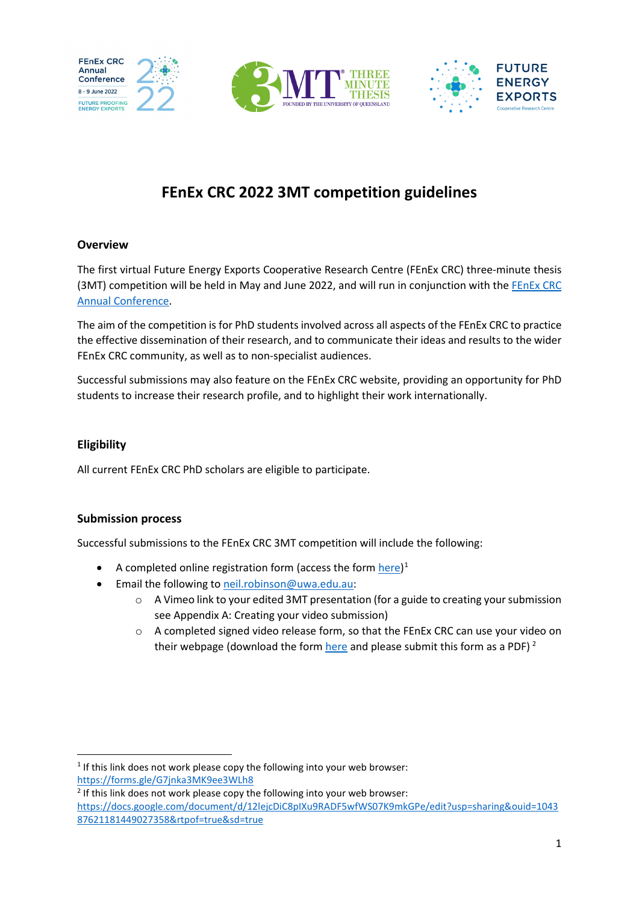# FEnEx CRC 2022 3MT competition guidelines

## Overview

The first virtual Future Energy Exports Cooperative Research Centre (FEnEx CRC) three-minute thesis (3MT) competition will be held in May and June 2022, and will run in conjunction with the FEnEx CRC Annual Conference.

The aim of the competition is for PhD students involved across all aspects of the FEnEx CRC to practice the effective dissemination of their research, and to communicate their ideas and results to the wider FEnEx CRC community, as well as to non-specialist audiences.

Successful submissions may also feature on the FEnEx CRC website, providing an opportunity for PhD students to increase their research profile, and to highlight their work internationally.

## Eligibility

All current FEnEx CRC PhD scholars are eligible to participate.

## Submission process

Successful submissions to the FEnEx CRC 3MT competition will include the following:

- A completed online registration form (access the form here)[1]
- Email the following to neil.robinson@uwa.edu.au:
  - A Vimeo link to your edited 3MT presentation (for a guide to creating your submission see Appendix A: Creating your video submission)
  - A completed signed video release form, so that the FEnEx CRC can use your video on their webpage (download the form here and please submit this form as a PDF) [2]

---

[1] If this link does not work please copy the following into your web browser: https://forms.gle/G7jnka3MK9ee3WLh8

[2] If this link does not work please copy the following into your web browser: https://docs.google.com/document/d/12lejcDiC8pIXu9RADF5wfWS07K9mkGPe/edit?usp=sharing&ouid=104387621181449027358&rtpof=true&sd=true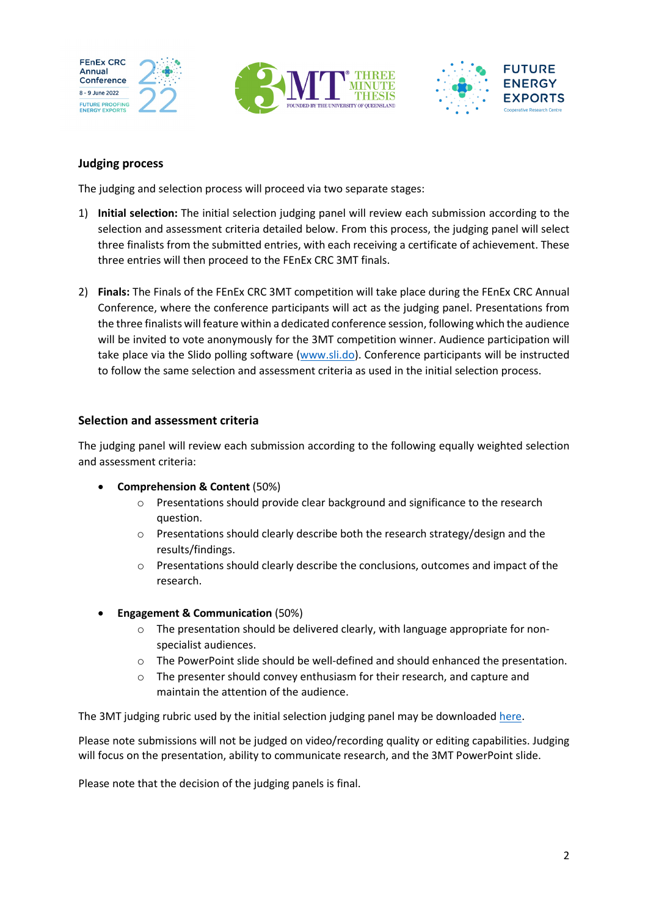## Judging process

The judging and selection process will proceed via two separate stages:

1) **Initial selection:** The initial selection judging panel will review each submission according to the selection and assessment criteria detailed below. From this process, the judging panel will select three finalists from the submitted entries, with each receiving a certificate of achievement. These three entries will then proceed to the FEnEx CRC 3MT finals.

2) **Finals:** The Finals of the FEnEx CRC 3MT competition will take place during the FEnEx CRC Annual Conference, where the conference participants will act as the judging panel. Presentations from the three finalists will feature within a dedicated conference session, following which the audience will be invited to vote anonymously for the 3MT competition winner. Audience participation will take place via the Slido polling software (www.sli.do). Conference participants will be instructed to follow the same selection and assessment criteria as used in the initial selection process.

## Selection and assessment criteria

The judging panel will review each submission according to the following equally weighted selection and assessment criteria:

- **Comprehension & Content** (50%)
  - Presentations should provide clear background and significance to the research question.
  - Presentations should clearly describe both the research strategy/design and the results/findings.
  - Presentations should clearly describe the conclusions, outcomes and impact of the research.

- **Engagement & Communication** (50%)
  - The presentation should be delivered clearly, with language appropriate for non-specialist audiences.
  - The PowerPoint slide should be well-defined and should enhanced the presentation.
  - The presenter should convey enthusiasm for their research, and capture and maintain the attention of the audience.

The 3MT judging rubric used by the initial selection judging panel may be downloaded here.

Please note submissions will not be judged on video/recording quality or editing capabilities. Judging will focus on the presentation, ability to communicate research, and the 3MT PowerPoint slide.

Please note that the decision of the judging panels is final.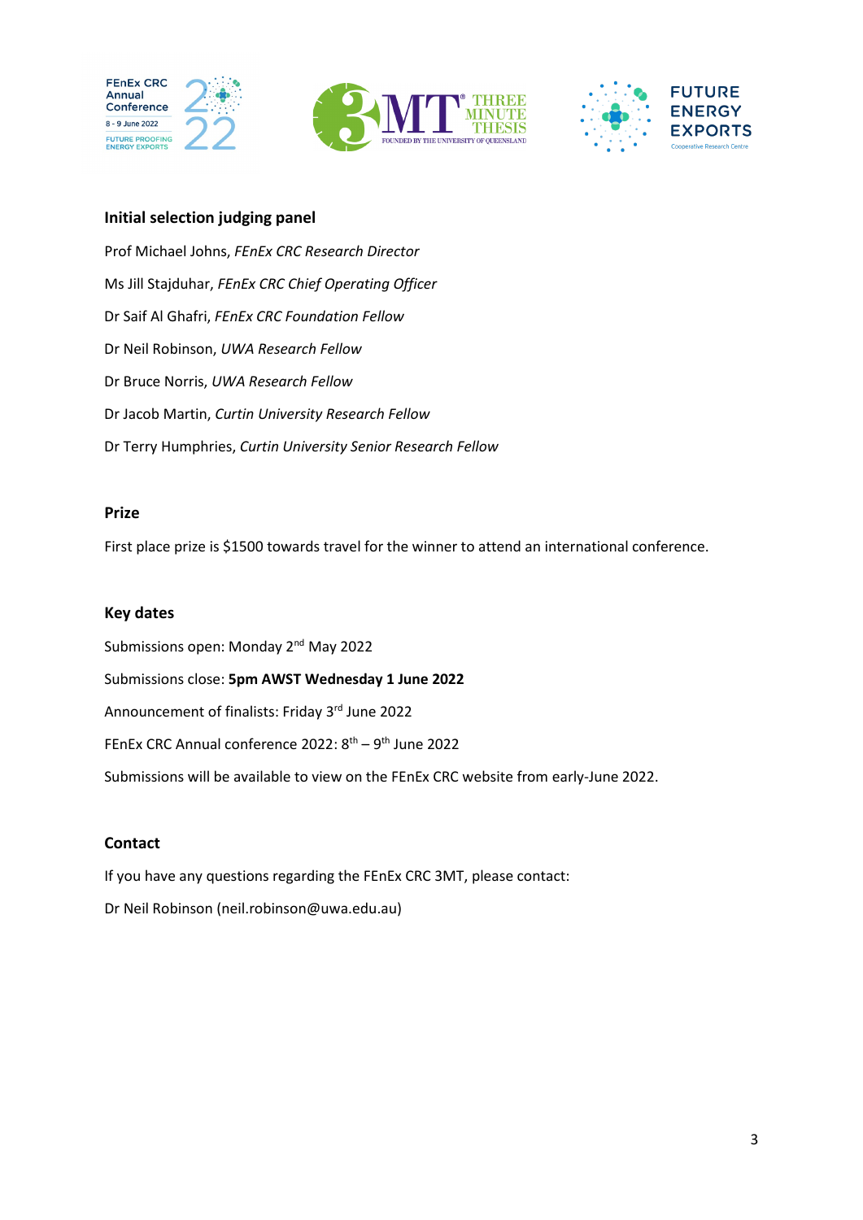## Initial selection judging panel

Prof Michael Johns, *FEnEx CRC Research Director*

Ms Jill Stajduhar, *FEnEx CRC Chief Operating Officer*

Dr Saif Al Ghafri, *FEnEx CRC Foundation Fellow*

Dr Neil Robinson, *UWA Research Fellow*

Dr Bruce Norris, *UWA Research Fellow*

Dr Jacob Martin, *Curtin University Research Fellow*

Dr Terry Humphries, *Curtin University Senior Research Fellow*

## Prize

First place prize is $1500 towards travel for the winner to attend an international conference.

## Key dates

Submissions open: Monday 2nd May 2022

Submissions close: **5pm AWST Wednesday 1 June 2022**

Announcement of finalists: Friday 3rd June 2022

FEnEx CRC Annual conference 2022: 8th – 9th June 2022

Submissions will be available to view on the FEnEx CRC website from early-June 2022.

## Contact

If you have any questions regarding the FEnEx CRC 3MT, please contact:

Dr Neil Robinson (neil.robinson@uwa.edu.au)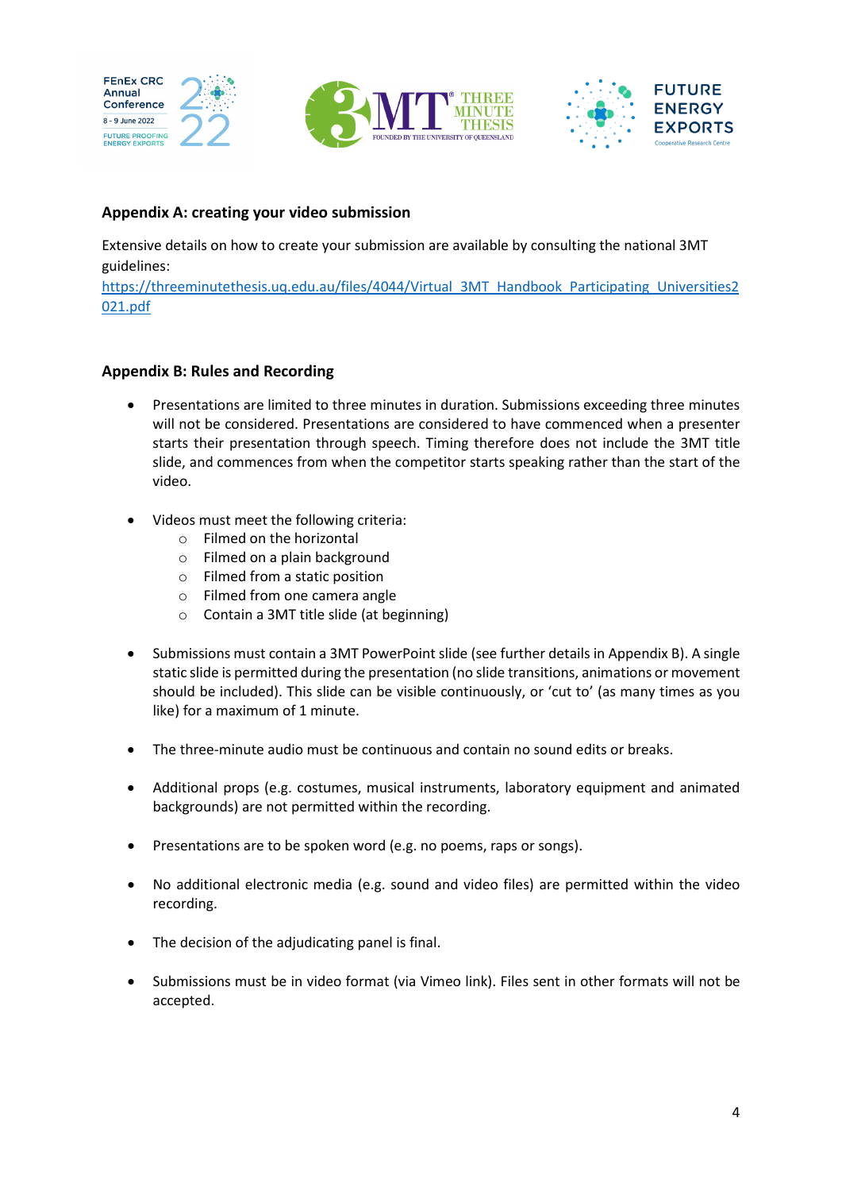## Appendix A: creating your video submission

Extensive details on how to create your submission are available by consulting the national 3MT guidelines:
https://threeminutethesis.uq.edu.au/files/4044/Virtual_3MT_Handbook_Participating_Universities2021.pdf

## Appendix B: Rules and Recording

- Presentations are limited to three minutes in duration. Submissions exceeding three minutes will not be considered. Presentations are considered to have commenced when a presenter starts their presentation through speech. Timing therefore does not include the 3MT title slide, and commences from when the competitor starts speaking rather than the start of the video.

- Videos must meet the following criteria:
  - Filmed on the horizontal
  - Filmed on a plain background
  - Filmed from a static position
  - Filmed from one camera angle
  - Contain a 3MT title slide (at beginning)

- Submissions must contain a 3MT PowerPoint slide (see further details in Appendix B). A single static slide is permitted during the presentation (no slide transitions, animations or movement should be included). This slide can be visible continuously, or 'cut to' (as many times as you like) for a maximum of 1 minute.

- The three-minute audio must be continuous and contain no sound edits or breaks.

- Additional props (e.g. costumes, musical instruments, laboratory equipment and animated backgrounds) are not permitted within the recording.

- Presentations are to be spoken word (e.g. no poems, raps or songs).

- No additional electronic media (e.g. sound and video files) are permitted within the video recording.

- The decision of the adjudicating panel is final.

- Submissions must be in video format (via Vimeo link). Files sent in other formats will not be accepted.